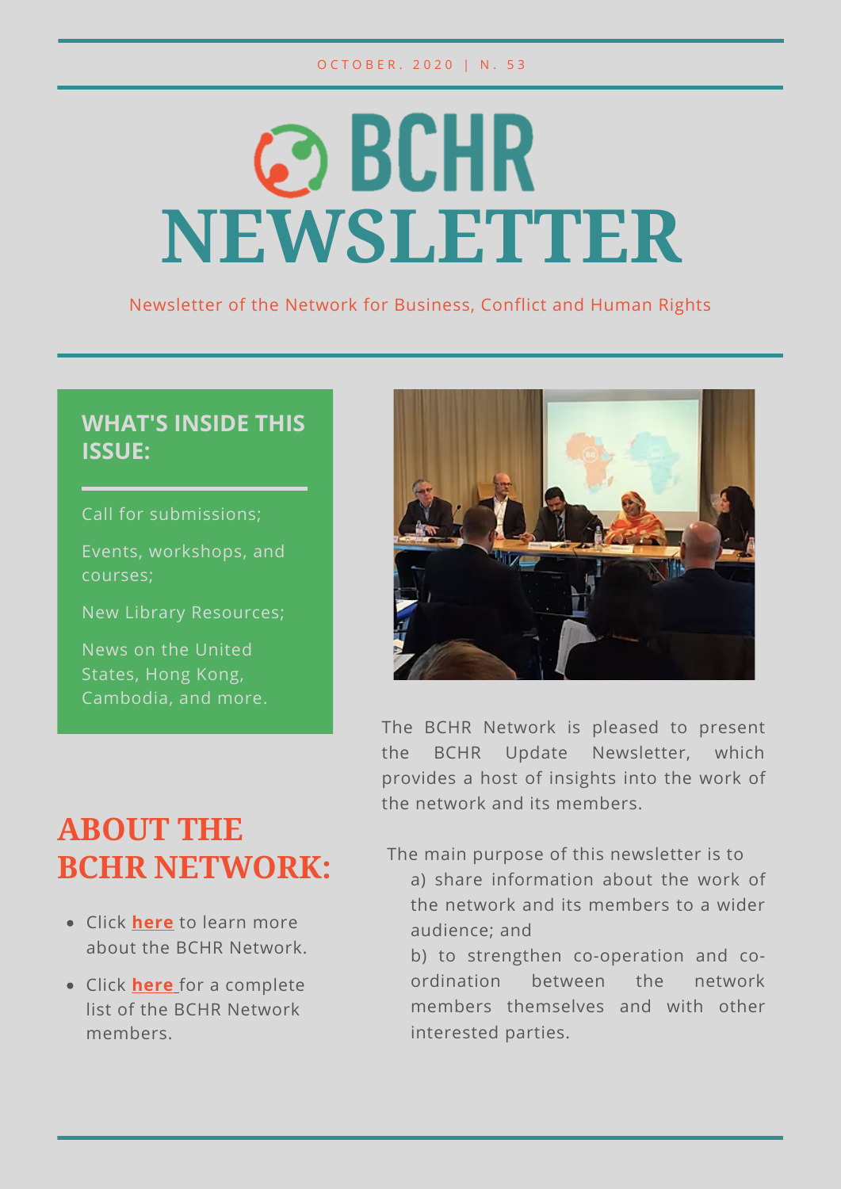OCTOBER. 2020 | N. 53

# BCHR NEWSLETTER

Newsletter of the Network for Business, Conflict and Human Rights

## WHAT'S INSIDE THIS ISSUE:

Call for submissions;

Events, workshops, and courses;

New Library Resources;

News on the United States, Hong Kong, Cambodia, and more.

## ABOUT THE BCHR NETWORK:

- Click **here** to learn more about the BCHR Network.
- Click **here** for a complete list of the BCHR Network members.

The BCHR Network is pleased to present the BCHR Update Newsletter, which provides a host of insights into the work of the network and its members.

The main purpose of this newsletter is to

a) share information about the work of the network and its members to a wider audience; and

b) to strengthen co-operation and co-ordination between the network members themselves and with other interested parties.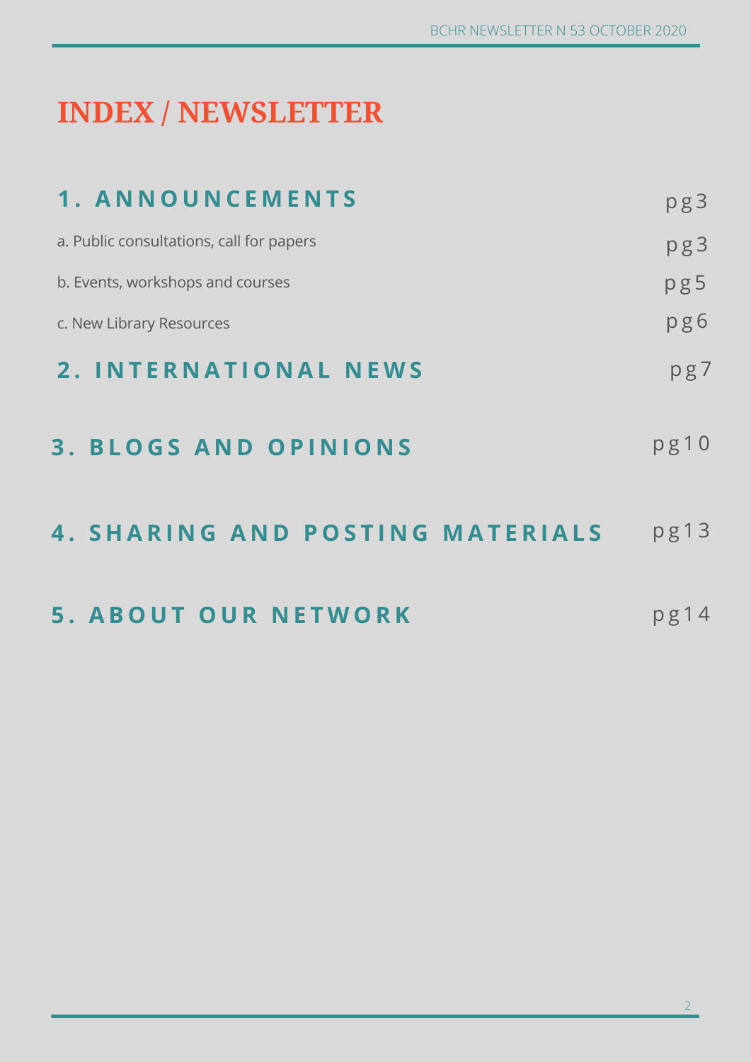# INDEX / NEWSLETTER

## 1. ANNOUNCEMENTS — pg3

- a. Public consultations, call for papers — pg3
- b. Events, workshops and courses — pg5
- c. New Library Resources — pg6

## 2. INTERNATIONAL NEWS — pg7

## 3. BLOGS AND OPINIONS — pg10

## 4. SHARING AND POSTING MATERIALS — pg13

## 5. ABOUT OUR NETWORK — pg14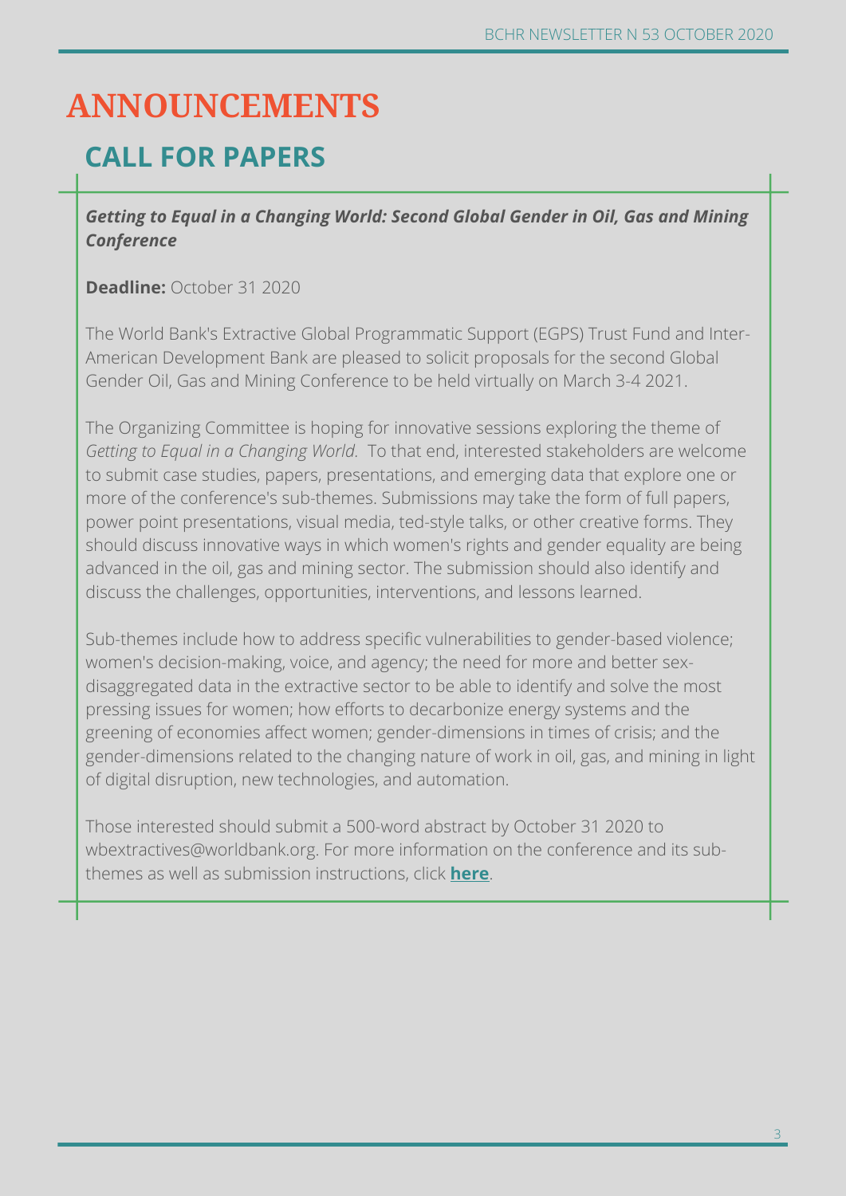# ANNOUNCEMENTS

## CALL FOR PAPERS

***Getting to Equal in a Changing World: Second Global Gender in Oil, Gas and Mining Conference***

**Deadline:** October 31 2020

The World Bank's Extractive Global Programmatic Support (EGPS) Trust Fund and Inter-American Development Bank are pleased to solicit proposals for the second Global Gender Oil, Gas and Mining Conference to be held virtually on March 3-4 2021.

The Organizing Committee is hoping for innovative sessions exploring the theme of *Getting to Equal in a Changing World*. To that end, interested stakeholders are welcome to submit case studies, papers, presentations, and emerging data that explore one or more of the conference's sub-themes. Submissions may take the form of full papers, power point presentations, visual media, ted-style talks, or other creative forms. They should discuss innovative ways in which women's rights and gender equality are being advanced in the oil, gas and mining sector. The submission should also identify and discuss the challenges, opportunities, interventions, and lessons learned.

Sub-themes include how to address specific vulnerabilities to gender-based violence; women's decision-making, voice, and agency; the need for more and better sex-disaggregated data in the extractive sector to be able to identify and solve the most pressing issues for women; how efforts to decarbonize energy systems and the greening of economies affect women; gender-dimensions in times of crisis; and the gender-dimensions related to the changing nature of work in oil, gas, and mining in light of digital disruption, new technologies, and automation.

Those interested should submit a 500-word abstract by October 31 2020 to wbextractives@worldbank.org. For more information on the conference and its sub-themes as well as submission instructions, click **here**.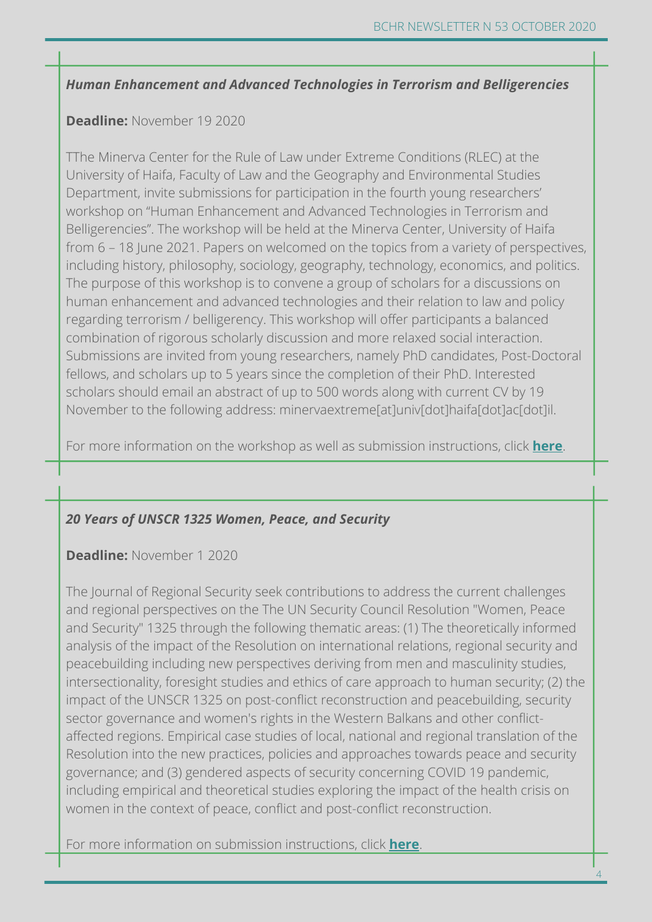***Human Enhancement and Advanced Technologies in Terrorism and Belligerencies***

**Deadline:** November 19 2020

TThe Minerva Center for the Rule of Law under Extreme Conditions (RLEC) at the University of Haifa, Faculty of Law and the Geography and Environmental Studies Department, invite submissions for participation in the fourth young researchers' workshop on "Human Enhancement and Advanced Technologies in Terrorism and Belligerencies". The workshop will be held at the Minerva Center, University of Haifa from 6 – 18 June 2021. Papers on welcomed on the topics from a variety of perspectives, including history, philosophy, sociology, geography, technology, economics, and politics. The purpose of this workshop is to convene a group of scholars for a discussions on human enhancement and advanced technologies and their relation to law and policy regarding terrorism / belligerency. This workshop will offer participants a balanced combination of rigorous scholarly discussion and more relaxed social interaction. Submissions are invited from young researchers, namely PhD candidates, Post-Doctoral fellows, and scholars up to 5 years since the completion of their PhD. Interested scholars should email an abstract of up to 500 words along with current CV by 19 November to the following address: minervaextreme[at]univ[dot]haifa[dot]ac[dot]il.

For more information on the workshop as well as submission instructions, click **here**.

***20 Years of UNSCR 1325 Women, Peace, and Security***

**Deadline:** November 1 2020

The Journal of Regional Security seek contributions to address the current challenges and regional perspectives on the The UN Security Council Resolution "Women, Peace and Security" 1325 through the following thematic areas: (1) The theoretically informed analysis of the impact of the Resolution on international relations, regional security and peacebuilding including new perspectives deriving from men and masculinity studies, intersectionality, foresight studies and ethics of care approach to human security; (2) the impact of the UNSCR 1325 on post-conflict reconstruction and peacebuilding, security sector governance and women's rights in the Western Balkans and other conflict-affected regions. Empirical case studies of local, national and regional translation of the Resolution into the new practices, policies and approaches towards peace and security governance; and (3) gendered aspects of security concerning COVID 19 pandemic, including empirical and theoretical studies exploring the impact of the health crisis on women in the context of peace, conflict and post-conflict reconstruction.

For more information on submission instructions, click **here**.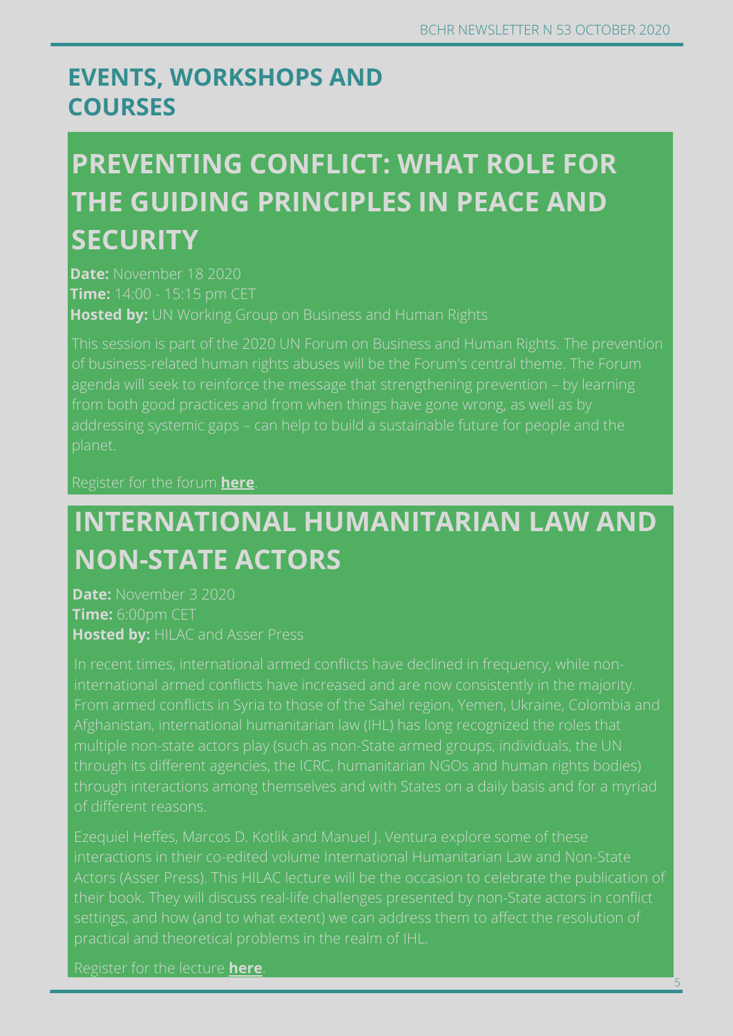# EVENTS, WORKSHOPS AND COURSES

## PREVENTING CONFLICT: WHAT ROLE FOR THE GUIDING PRINCIPLES IN PEACE AND SECURITY

**Date:** November 18 2020
**Time:** 14:00 - 15:15 pm CET
**Hosted by:** UN Working Group on Business and Human Rights

This session is part of the 2020 UN Forum on Business and Human Rights. The prevention of business-related human rights abuses will be the Forum's central theme. The Forum agenda will seek to reinforce the message that strengthening prevention – by learning from both good practices and from when things have gone wrong, as well as by addressing systemic gaps – can help to build a sustainable future for people and the planet.

Register for the forum **here**.

## INTERNATIONAL HUMANITARIAN LAW AND NON-STATE ACTORS

**Date:** November 3 2020
**Time:** 6:00pm CET
**Hosted by:** HILAC and Asser Press

In recent times, international armed conflicts have declined in frequency, while non-international armed conflicts have increased and are now consistently in the majority. From armed conflicts in Syria to those of the Sahel region, Yemen, Ukraine, Colombia and Afghanistan, international humanitarian law (IHL) has long recognized the roles that multiple non-state actors play (such as non-State armed groups, individuals, the UN through its different agencies, the ICRC, humanitarian NGOs and human rights bodies) through interactions among themselves and with States on a daily basis and for a myriad of different reasons.

Ezequiel Heffes, Marcos D. Kotlik and Manuel J. Ventura explore some of these interactions in their co-edited volume International Humanitarian Law and Non-State Actors (Asser Press). This HILAC lecture will be the occasion to celebrate the publication of their book. They will discuss real-life challenges presented by non-State actors in conflict settings, and how (and to what extent) we can address them to affect the resolution of practical and theoretical problems in the realm of IHL.

Register for the lecture **here**.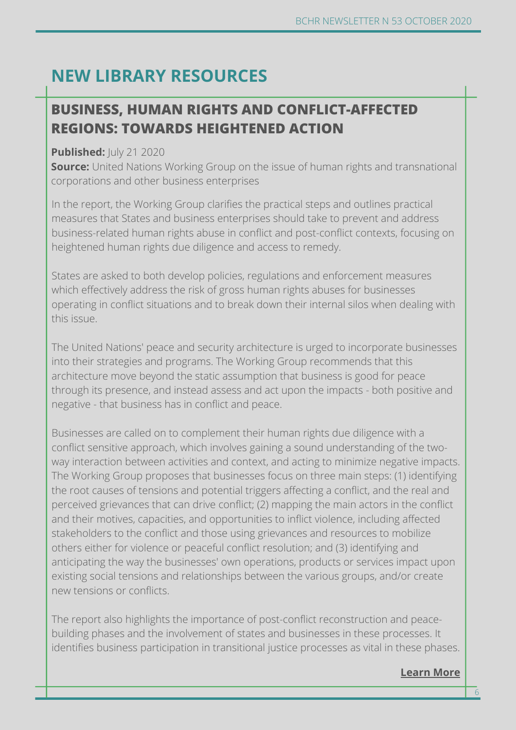# NEW LIBRARY RESOURCES

## BUSINESS, HUMAN RIGHTS AND CONFLICT-AFFECTED REGIONS: TOWARDS HEIGHTENED ACTION

**Published:** July 21 2020
**Source:** United Nations Working Group on the issue of human rights and transnational corporations and other business enterprises

In the report, the Working Group clarifies the practical steps and outlines practical measures that States and business enterprises should take to prevent and address business-related human rights abuse in conflict and post-conflict contexts, focusing on heightened human rights due diligence and access to remedy.

States are asked to both develop policies, regulations and enforcement measures which effectively address the risk of gross human rights abuses for businesses operating in conflict situations and to break down their internal silos when dealing with this issue.

The United Nations' peace and security architecture is urged to incorporate businesses into their strategies and programs. The Working Group recommends that this architecture move beyond the static assumption that business is good for peace through its presence, and instead assess and act upon the impacts - both positive and negative - that business has in conflict and peace.

Businesses are called on to complement their human rights due diligence with a conflict sensitive approach, which involves gaining a sound understanding of the two-way interaction between activities and context, and acting to minimize negative impacts. The Working Group proposes that businesses focus on three main steps: (1) identifying the root causes of tensions and potential triggers affecting a conflict, and the real and perceived grievances that can drive conflict; (2) mapping the main actors in the conflict and their motives, capacities, and opportunities to inflict violence, including affected stakeholders to the conflict and those using grievances and resources to mobilize others either for violence or peaceful conflict resolution; and (3) identifying and anticipating the way the businesses' own operations, products or services impact upon existing social tensions and relationships between the various groups, and/or create new tensions or conflicts.

The report also highlights the importance of post-conflict reconstruction and peace-building phases and the involvement of states and businesses in these processes. It identifies business participation in transitional justice processes as vital in these phases.

**Learn More**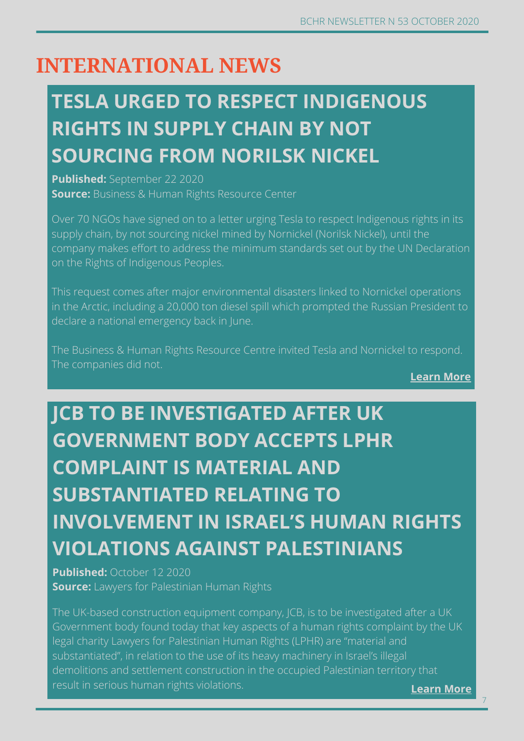# INTERNATIONAL NEWS

## TESLA URGED TO RESPECT INDIGENOUS RIGHTS IN SUPPLY CHAIN BY NOT SOURCING FROM NORILSK NICKEL

**Published:** September 22 2020
**Source:** Business & Human Rights Resource Center

Over 70 NGOs have signed on to a letter urging Tesla to respect Indigenous rights in its supply chain, by not sourcing nickel mined by Nornickel (Norilsk Nickel), until the company makes effort to address the minimum standards set out by the UN Declaration on the Rights of Indigenous Peoples.

This request comes after major environmental disasters linked to Nornickel operations in the Arctic, including a 20,000 ton diesel spill which prompted the Russian President to declare a national emergency back in June.

The Business & Human Rights Resource Centre invited Tesla and Nornickel to respond. The companies did not.

**Learn More**

## JCB TO BE INVESTIGATED AFTER UK GOVERNMENT BODY ACCEPTS LPHR COMPLAINT IS MATERIAL AND SUBSTANTIATED RELATING TO INVOLVEMENT IN ISRAEL'S HUMAN RIGHTS VIOLATIONS AGAINST PALESTINIANS

**Published:** October 12 2020
**Source:** Lawyers for Palestinian Human Rights

The UK-based construction equipment company, JCB, is to be investigated after a UK Government body found today that key aspects of a human rights complaint by the UK legal charity Lawyers for Palestinian Human Rights (LPHR) are "material and substantiated", in relation to the use of its heavy machinery in Israel's illegal demolitions and settlement construction in the occupied Palestinian territory that result in serious human rights violations.

**Learn More**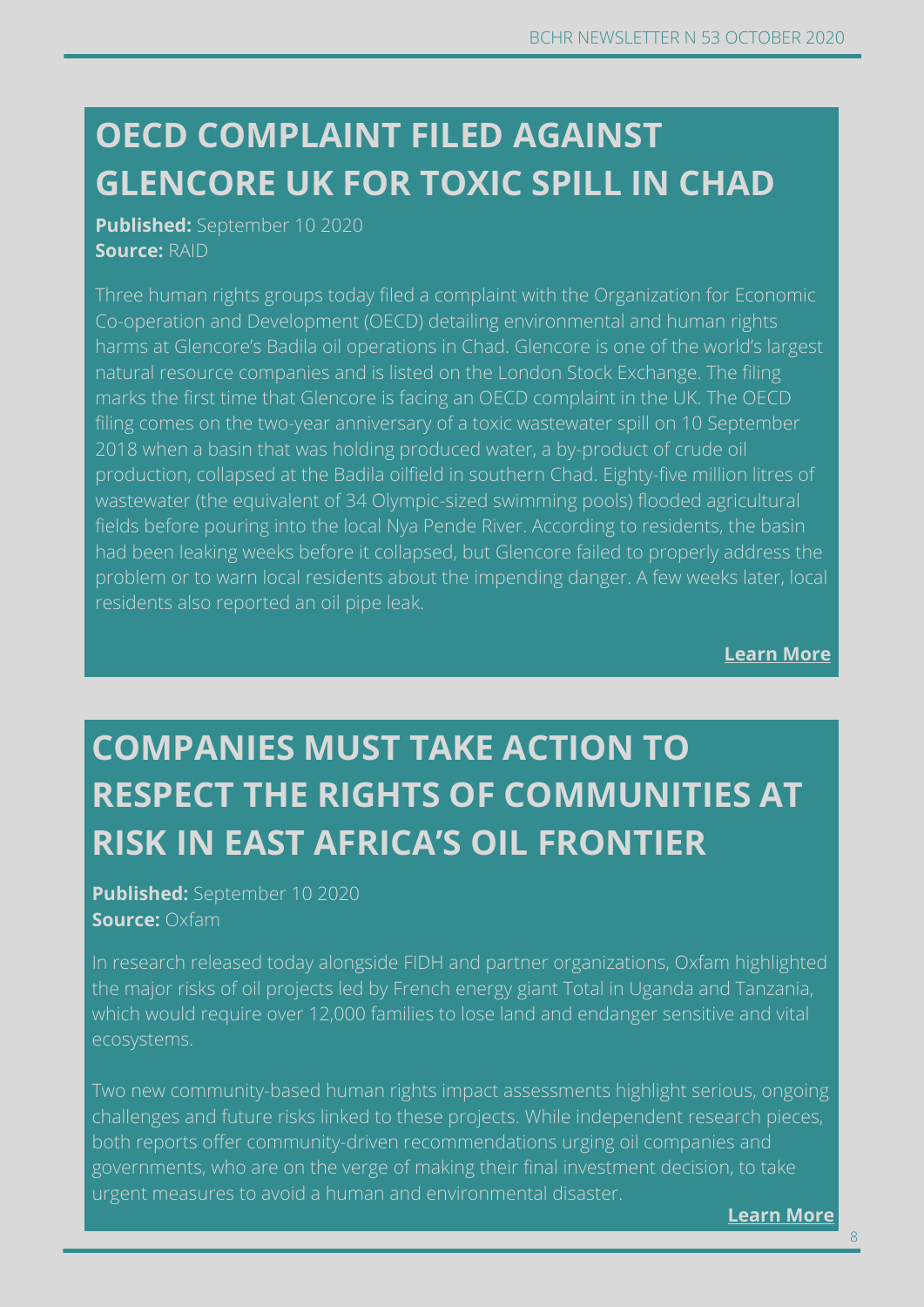## OECD COMPLAINT FILED AGAINST GLENCORE UK FOR TOXIC SPILL IN CHAD

**Published:** September 10 2020
**Source:** RAID

Three human rights groups today filed a complaint with the Organization for Economic Co-operation and Development (OECD) detailing environmental and human rights harms at Glencore's Badila oil operations in Chad. Glencore is one of the world's largest natural resource companies and is listed on the London Stock Exchange. The filing marks the first time that Glencore is facing an OECD complaint in the UK. The OECD filing comes on the two-year anniversary of a toxic wastewater spill on 10 September 2018 when a basin that was holding produced water, a by-product of crude oil production, collapsed at the Badila oilfield in southern Chad. Eighty-five million litres of wastewater (the equivalent of 34 Olympic-sized swimming pools) flooded agricultural fields before pouring into the local Nya Pende River. According to residents, the basin had been leaking weeks before it collapsed, but Glencore failed to properly address the problem or to warn local residents about the impending danger. A few weeks later, local residents also reported an oil pipe leak.

**Learn More**

## COMPANIES MUST TAKE ACTION TO RESPECT THE RIGHTS OF COMMUNITIES AT RISK IN EAST AFRICA'S OIL FRONTIER

**Published:** September 10 2020
**Source:** Oxfam

In research released today alongside FIDH and partner organizations, Oxfam highlighted the major risks of oil projects led by French energy giant Total in Uganda and Tanzania, which would require over 12,000 families to lose land and endanger sensitive and vital ecosystems.

Two new community-based human rights impact assessments highlight serious, ongoing challenges and future risks linked to these projects. While independent research pieces, both reports offer community-driven recommendations urging oil companies and governments, who are on the verge of making their final investment decision, to take urgent measures to avoid a human and environmental disaster.

**Learn More**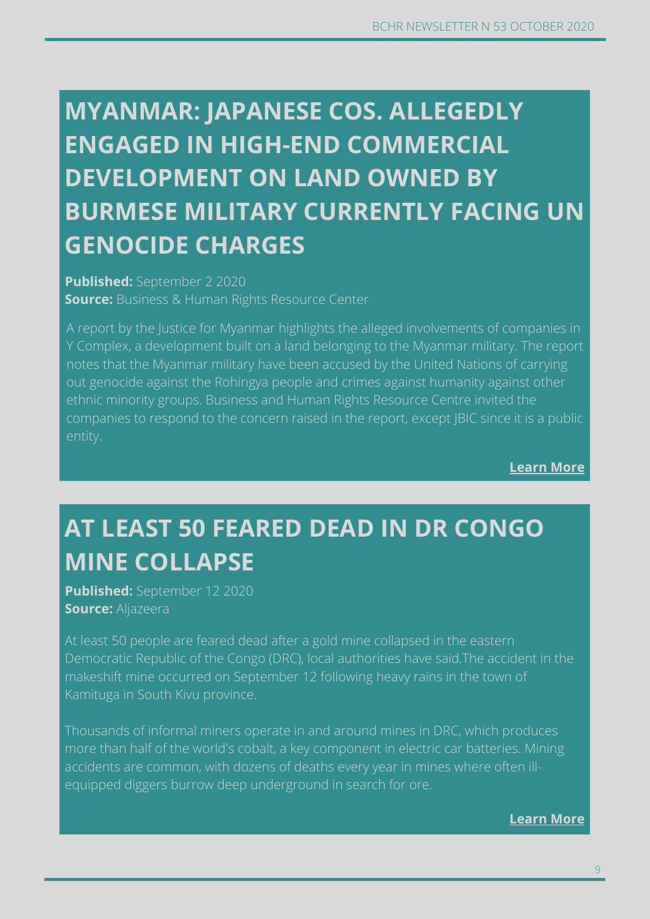## MYANMAR: JAPANESE COS. ALLEGEDLY ENGAGED IN HIGH-END COMMERCIAL DEVELOPMENT ON LAND OWNED BY BURMESE MILITARY CURRENTLY FACING UN GENOCIDE CHARGES

**Published:** September 2 2020
**Source:** Business & Human Rights Resource Center

A report by the Justice for Myanmar highlights the alleged involvements of companies in Y Complex, a development built on a land belonging to the Myanmar military. The report notes that the Myanmar military have been accused by the United Nations of carrying out genocide against the Rohingya people and crimes against humanity against other ethnic minority groups. Business and Human Rights Resource Centre invited the companies to respond to the concern raised in the report, except JBIC since it is a public entity.

**Learn More**

## AT LEAST 50 FEARED DEAD IN DR CONGO MINE COLLAPSE

**Published:** September 12 2020
**Source:** Aljazeera

At least 50 people are feared dead after a gold mine collapsed in the eastern Democratic Republic of the Congo (DRC), local authorities have said.The accident in the makeshift mine occurred on September 12 following heavy rains in the town of Kamituga in South Kivu province.

Thousands of informal miners operate in and around mines in DRC, which produces more than half of the world's cobalt, a key component in electric car batteries. Mining accidents are common, with dozens of deaths every year in mines where often ill-equipped diggers burrow deep underground in search for ore.

**Learn More**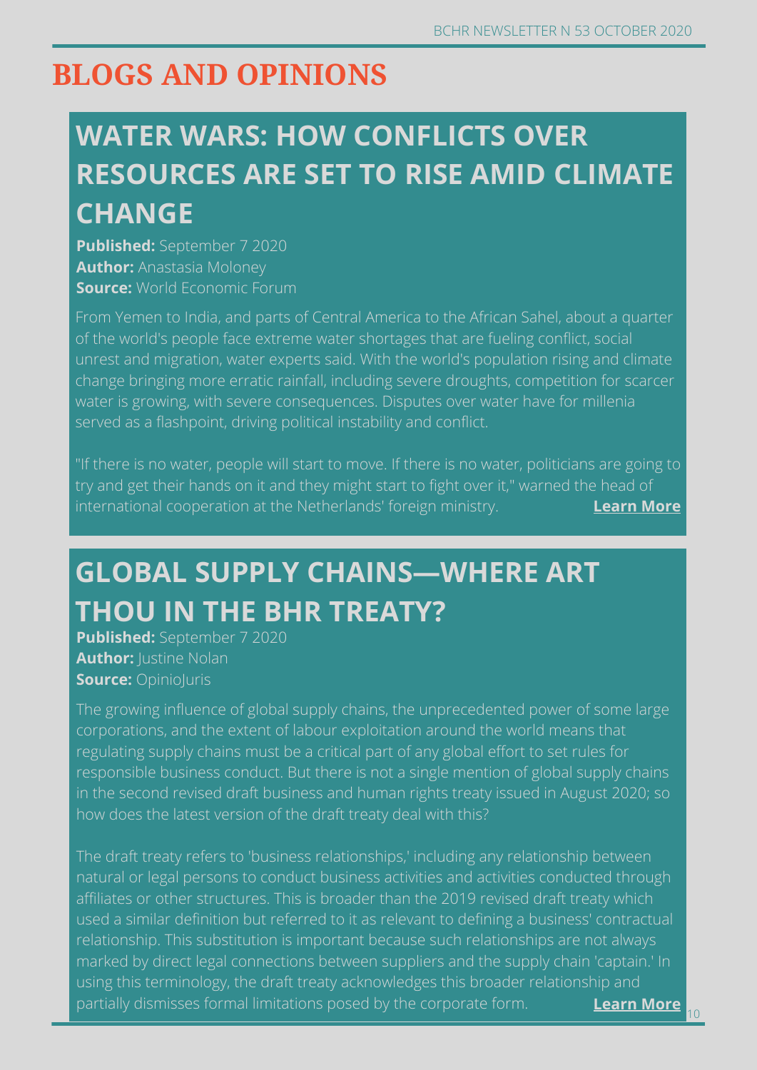# BLOGS AND OPINIONS

## WATER WARS: HOW CONFLICTS OVER RESOURCES ARE SET TO RISE AMID CLIMATE CHANGE

**Published:** September 7 2020
**Author:** Anastasia Moloney
**Source:** World Economic Forum

From Yemen to India, and parts of Central America to the African Sahel, about a quarter of the world's people face extreme water shortages that are fueling conflict, social unrest and migration, water experts said. With the world's population rising and climate change bringing more erratic rainfall, including severe droughts, competition for scarcer water is growing, with severe consequences. Disputes over water have for millenia served as a flashpoint, driving political instability and conflict.

"If there is no water, people will start to move. If there is no water, politicians are going to try and get their hands on it and they might start to fight over it," warned the head of international cooperation at the Netherlands' foreign ministry. **Learn More**

## GLOBAL SUPPLY CHAINS—WHERE ART THOU IN THE BHR TREATY?

**Published:** September 7 2020
**Author:** Justine Nolan
**Source:** OpinioJuris

The growing influence of global supply chains, the unprecedented power of some large corporations, and the extent of labour exploitation around the world means that regulating supply chains must be a critical part of any global effort to set rules for responsible business conduct. But there is not a single mention of global supply chains in the second revised draft business and human rights treaty issued in August 2020; so how does the latest version of the draft treaty deal with this?

The draft treaty refers to 'business relationships,' including any relationship between natural or legal persons to conduct business activities and activities conducted through affiliates or other structures. This is broader than the 2019 revised draft treaty which used a similar definition but referred to it as relevant to defining a business' contractual relationship. This substitution is important because such relationships are not always marked by direct legal connections between suppliers and the supply chain 'captain.' In using this terminology, the draft treaty acknowledges this broader relationship and partially dismisses formal limitations posed by the corporate form. **Learn More**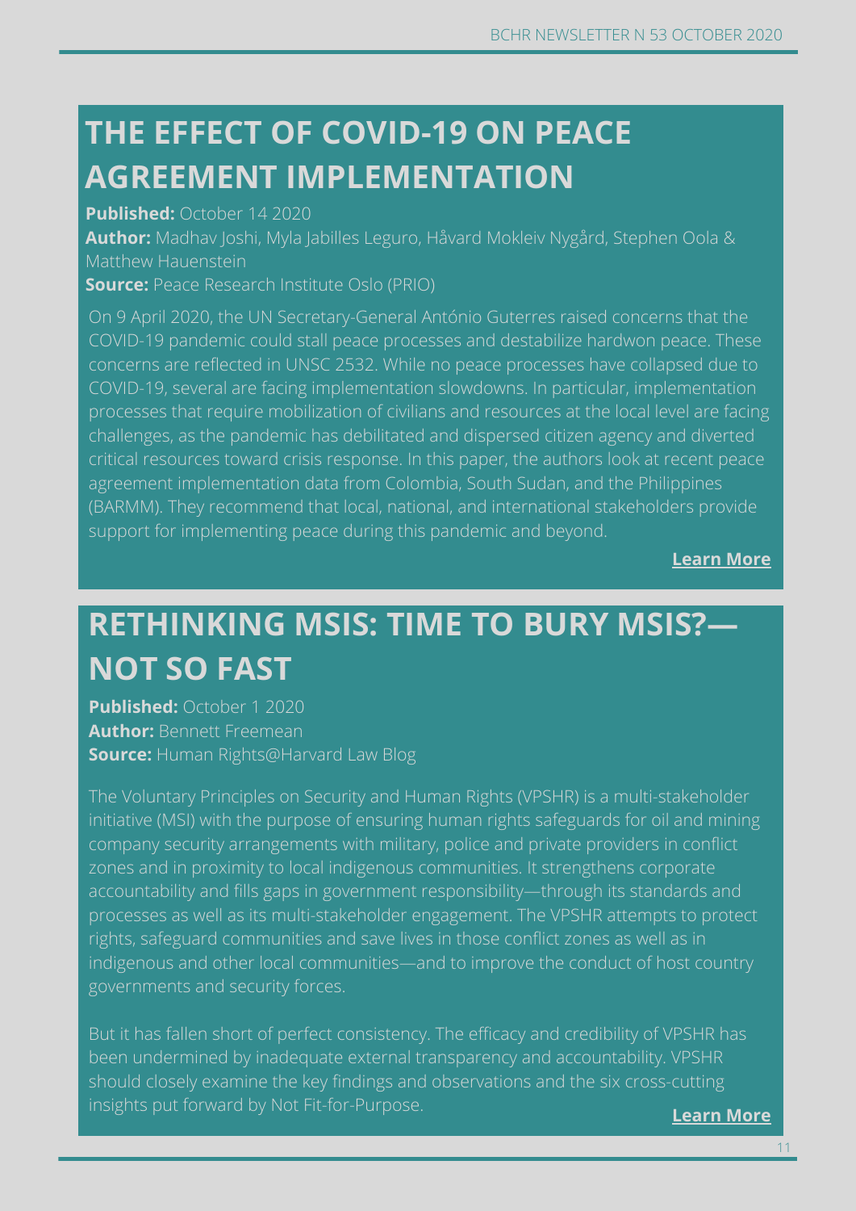## THE EFFECT OF COVID-19 ON PEACE AGREEMENT IMPLEMENTATION

**Published:** October 14 2020

**Author:** Madhav Joshi, Myla Jabilles Leguro, Håvard Mokleiv Nygård, Stephen Oola & Matthew Hauenstein

**Source:** Peace Research Institute Oslo (PRIO)

On 9 April 2020, the UN Secretary-General António Guterres raised concerns that the COVID-19 pandemic could stall peace processes and destabilize hardwon peace. These concerns are reflected in UNSC 2532. While no peace processes have collapsed due to COVID-19, several are facing implementation slowdowns. In particular, implementation processes that require mobilization of civilians and resources at the local level are facing challenges, as the pandemic has debilitated and dispersed citizen agency and diverted critical resources toward crisis response. In this paper, the authors look at recent peace agreement implementation data from Colombia, South Sudan, and the Philippines (BARMM). They recommend that local, national, and international stakeholders provide support for implementing peace during this pandemic and beyond.

**Learn More**

## RETHINKING MSIS: TIME TO BURY MSIS?—NOT SO FAST

**Published:** October 1 2020

**Author:** Bennett Freemean

**Source:** Human Rights@Harvard Law Blog

The Voluntary Principles on Security and Human Rights (VPSHR) is a multi-stakeholder initiative (MSI) with the purpose of ensuring human rights safeguards for oil and mining company security arrangements with military, police and private providers in conflict zones and in proximity to local indigenous communities. It strengthens corporate accountability and fills gaps in government responsibility—through its standards and processes as well as its multi-stakeholder engagement. The VPSHR attempts to protect rights, safeguard communities and save lives in those conflict zones as well as in indigenous and other local communities—and to improve the conduct of host country governments and security forces.

But it has fallen short of perfect consistency. The efficacy and credibility of VPSHR has been undermined by inadequate external transparency and accountability. VPSHR should closely examine the key findings and observations and the six cross-cutting insights put forward by Not Fit-for-Purpose.

**Learn More**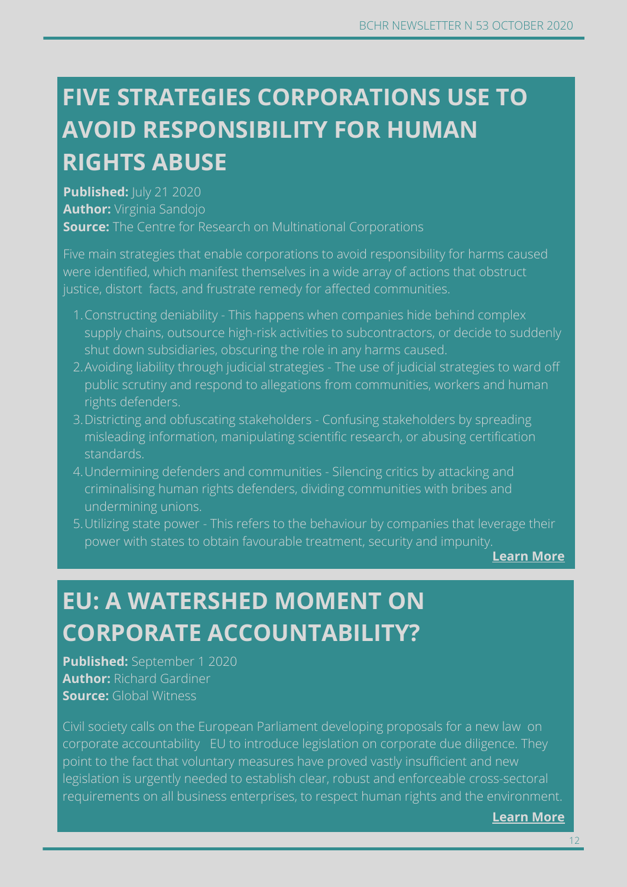## FIVE STRATEGIES CORPORATIONS USE TO AVOID RESPONSIBILITY FOR HUMAN RIGHTS ABUSE

**Published:** July 21 2020
**Author:** Virginia Sandojo
**Source:** The Centre for Research on Multinational Corporations

Five main strategies that enable corporations to avoid responsibility for harms caused were identified, which manifest themselves in a wide array of actions that obstruct justice, distort facts, and frustrate remedy for affected communities.

1. Constructing deniability - This happens when companies hide behind complex supply chains, outsource high-risk activities to subcontractors, or decide to suddenly shut down subsidiaries, obscuring the role in any harms caused.
2. Avoiding liability through judicial strategies - The use of judicial strategies to ward off public scrutiny and respond to allegations from communities, workers and human rights defenders.
3. Districting and obfuscating stakeholders - Confusing stakeholders by spreading misleading information, manipulating scientific research, or abusing certification standards.
4. Undermining defenders and communities - Silencing critics by attacking and criminalising human rights defenders, dividing communities with bribes and undermining unions.
5. Utilizing state power - This refers to the behaviour by companies that leverage their power with states to obtain favourable treatment, security and impunity.

**Learn More**

## EU: A WATERSHED MOMENT ON CORPORATE ACCOUNTABILITY?

**Published:** September 1 2020
**Author:** Richard Gardiner
**Source:** Global Witness

Civil society calls on the European Parliament developing proposals for a new law on corporate accountability EU to introduce legislation on corporate due diligence. They point to the fact that voluntary measures have proved vastly insufficient and new legislation is urgently needed to establish clear, robust and enforceable cross-sectoral requirements on all business enterprises, to respect human rights and the environment.

**Learn More**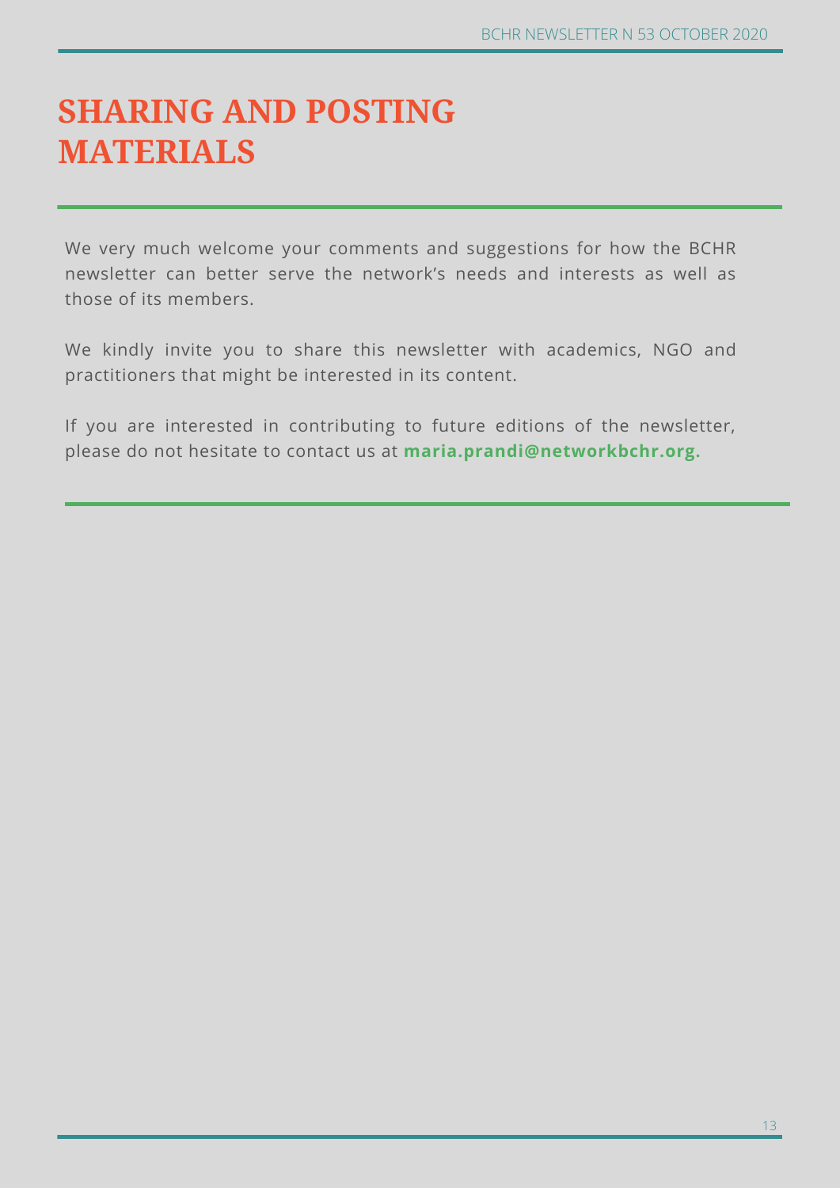# SHARING AND POSTING MATERIALS

We very much welcome your comments and suggestions for how the BCHR newsletter can better serve the network's needs and interests as well as those of its members.

We kindly invite you to share this newsletter with academics, NGO and practitioners that might be interested in its content.

If you are interested in contributing to future editions of the newsletter, please do not hesitate to contact us at **maria.prandi@networkbchr.org.**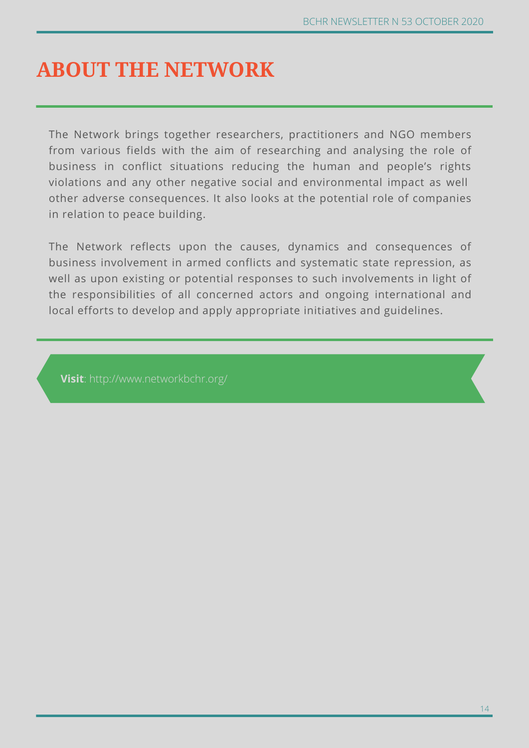# ABOUT THE NETWORK

The Network brings together researchers, practitioners and NGO members from various fields with the aim of researching and analysing the role of business in conflict situations reducing the human and people's rights violations and any other negative social and environmental impact as well other adverse consequences. It also looks at the potential role of companies in relation to peace building.

The Network reflects upon the causes, dynamics and consequences of business involvement in armed conflicts and systematic state repression, as well as upon existing or potential responses to such involvements in light of the responsibilities of all concerned actors and ongoing international and local efforts to develop and apply appropriate initiatives and guidelines.

**Visit**: http://www.networkbchr.org/